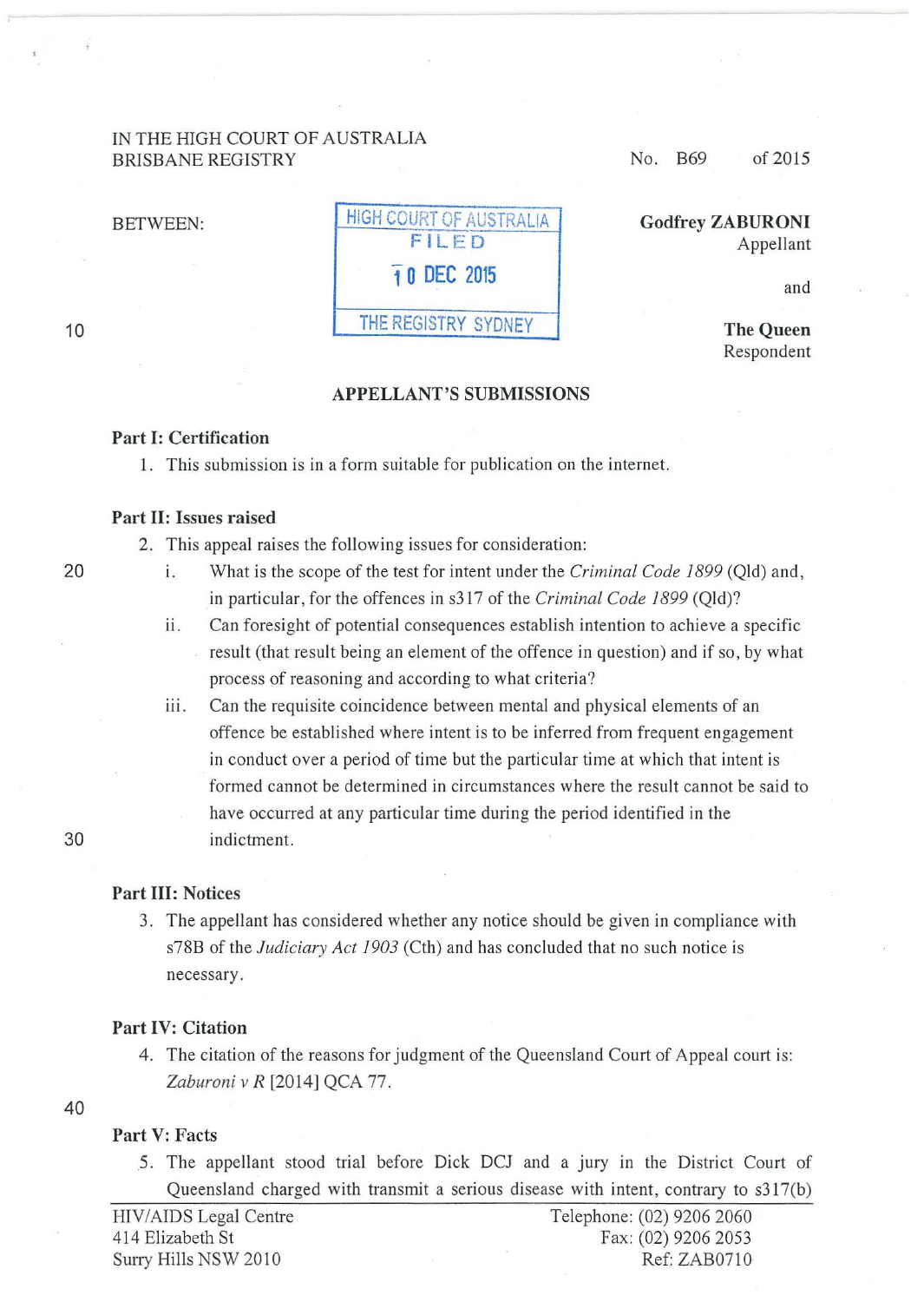IN THE HIGH COURT OF AUSTRALIA
BRISBANE REGISTRY

No. B69 of 2015

BETWEEN:

HIGH COURT OF AUSTRALIA
FILED
10 DEC 2015
THE REGISTRY SYDNEY

**Godfrey ZABURONI**
Appellant

and

**The Queen**
Respondent

## APPELLANT'S SUBMISSIONS

### Part I: Certification

1. This submission is in a form suitable for publication on the internet.

### Part II: Issues raised

2. This appeal raises the following issues for consideration:

   i. What is the scope of the test for intent under the *Criminal Code 1899* (Qld) and, in particular, for the offences in s317 of the *Criminal Code 1899* (Qld)?

   ii. Can foresight of potential consequences establish intention to achieve a specific result (that result being an element of the offence in question) and if so, by what process of reasoning and according to what criteria?

   iii. Can the requisite coincidence between mental and physical elements of an offence be established where intent is to be inferred from frequent engagement in conduct over a period of time but the particular time at which that intent is formed cannot be determined in circumstances where the result cannot be said to have occurred at any particular time during the period identified in the indictment.

### Part III: Notices

3. The appellant has considered whether any notice should be given in compliance with s78B of the *Judiciary Act 1903* (Cth) and has concluded that no such notice is necessary.

### Part IV: Citation

4. The citation of the reasons for judgment of the Queensland Court of Appeal court is: *Zaburoni v R* [2014] QCA 77.

### Part V: Facts

5. The appellant stood trial before Dick DCJ and a jury in the District Court of Queensland charged with transmit a serious disease with intent, contrary to s317(b)

HIV/AIDS Legal Centre
414 Elizabeth St
Surry Hills NSW 2010

Telephone: (02) 9206 2060
Fax: (02) 9206 2053
Ref: ZAB0710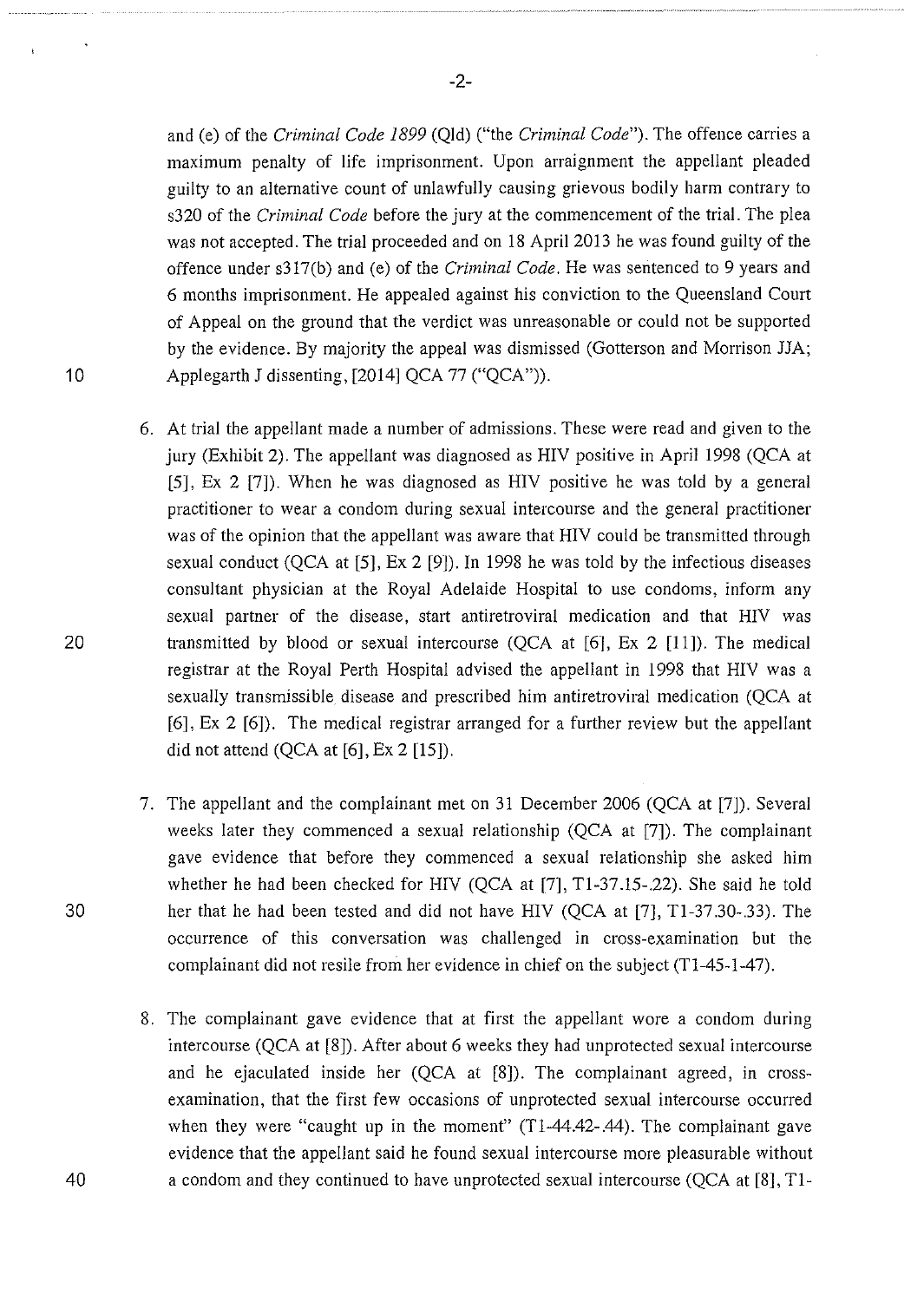and (e) of the *Criminal Code 1899* (Qld) ("the *Criminal Code*"). The offence carries a maximum penalty of life imprisonment. Upon arraignment the appellant pleaded guilty to an alternative count of unlawfully causing grievous bodily harm contrary to s320 of the *Criminal Code* before the jury at the commencement of the trial. The plea was not accepted. The trial proceeded and on 18 April 2013 he was found guilty of the offence under s317(b) and (e) of the *Criminal Code*. He was sentenced to 9 years and 6 months imprisonment. He appealed against his conviction to the Queensland Court of Appeal on the ground that the verdict was unreasonable or could not be supported by the evidence. By majority the appeal was dismissed (Gotterson and Morrison JJA; Applegarth J dissenting, [2014] QCA 77 ("QCA")).

6. At trial the appellant made a number of admissions. These were read and given to the jury (Exhibit 2). The appellant was diagnosed as HIV positive in April 1998 (QCA at [5], Ex 2 [7]). When he was diagnosed as HIV positive he was told by a general practitioner to wear a condom during sexual intercourse and the general practitioner was of the opinion that the appellant was aware that HIV could be transmitted through sexual conduct (QCA at [5], Ex 2 [9]). In 1998 he was told by the infectious diseases consultant physician at the Royal Adelaide Hospital to use condoms, inform any sexual partner of the disease, start antiretroviral medication and that HIV was transmitted by blood or sexual intercourse (QCA at [6], Ex 2 [11]). The medical registrar at the Royal Perth Hospital advised the appellant in 1998 that HIV was a sexually transmissible disease and prescribed him antiretroviral medication (QCA at [6], Ex 2 [6]). The medical registrar arranged for a further review but the appellant did not attend (QCA at [6], Ex 2 [15]).

7. The appellant and the complainant met on 31 December 2006 (QCA at [7]). Several weeks later they commenced a sexual relationship (QCA at [7]). The complainant gave evidence that before they commenced a sexual relationship she asked him whether he had been checked for HIV (QCA at [7], T1-37.15-.22). She said he told her that he had been tested and did not have HIV (QCA at [7], T1-37.30-.33). The occurrence of this conversation was challenged in cross-examination but the complainant did not resile from her evidence in chief on the subject (T1-45-1-47).

8. The complainant gave evidence that at first the appellant wore a condom during intercourse (QCA at [8]). After about 6 weeks they had unprotected sexual intercourse and he ejaculated inside her (QCA at [8]). The complainant agreed, in cross-examination, that the first few occasions of unprotected sexual intercourse occurred when they were "caught up in the moment" (T1-44.42-.44). The complainant gave evidence that the appellant said he found sexual intercourse more pleasurable without a condom and they continued to have unprotected sexual intercourse (QCA at [8], T1-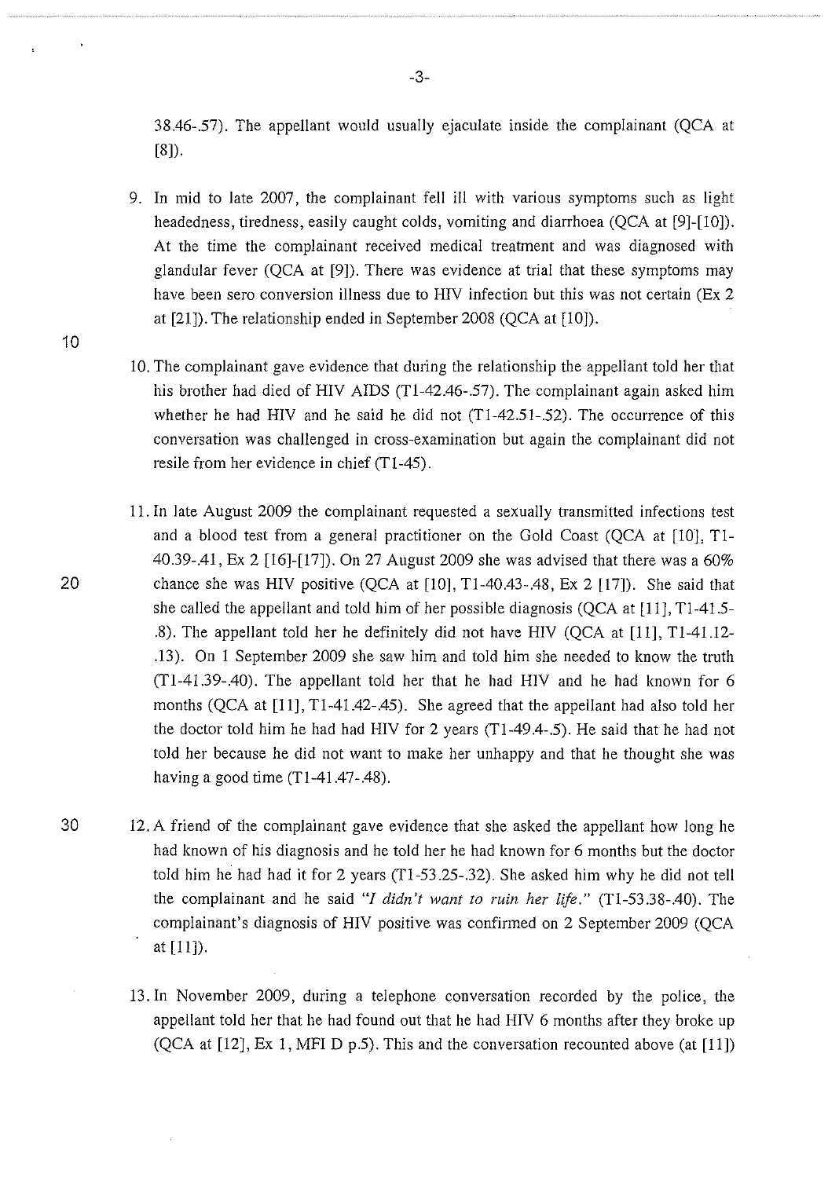38.46-.57). The appellant would usually ejaculate inside the complainant (QCA at [8]).

9. In mid to late 2007, the complainant fell ill with various symptoms such as light headedness, tiredness, easily caught colds, vomiting and diarrhoea (QCA at [9]-[10]). At the time the complainant received medical treatment and was diagnosed with glandular fever (QCA at [9]). There was evidence at trial that these symptoms may have been sero conversion illness due to HIV infection but this was not certain (Ex 2 at [21]). The relationship ended in September 2008 (QCA at [10]).

10. The complainant gave evidence that during the relationship the appellant told her that his brother had died of HIV AIDS (T1-42.46-.57). The complainant again asked him whether he had HIV and he said he did not (T1-42.51-.52). The occurrence of this conversation was challenged in cross-examination but again the complainant did not resile from her evidence in chief (T1-45).

11. In late August 2009 the complainant requested a sexually transmitted infections test and a blood test from a general practitioner on the Gold Coast (QCA at [10], T1-40.39-.41, Ex 2 [16]-[17]). On 27 August 2009 she was advised that there was a 60% chance she was HIV positive (QCA at [10], T1-40.43-.48, Ex 2 [17]). She said that she called the appellant and told him of her possible diagnosis (QCA at [11], T1-41.5-.8). The appellant told her he definitely did not have HIV (QCA at [11], T1-41.12-.13). On 1 September 2009 she saw him and told him she needed to know the truth (T1-41.39-.40). The appellant told her that he had HIV and he had known for 6 months (QCA at [11], T1-41.42-.45). She agreed that the appellant had also told her the doctor told him he had had HIV for 2 years (T1-49.4-.5). He said that he had not told her because he did not want to make her unhappy and that he thought she was having a good time (T1-41.47-.48).

12. A friend of the complainant gave evidence that she asked the appellant how long he had known of his diagnosis and he told her he had known for 6 months but the doctor told him he had had it for 2 years (T1-53.25-.32). She asked him why he did not tell the complainant and he said *"I didn't want to ruin her life."* (T1-53.38-.40). The complainant's diagnosis of HIV positive was confirmed on 2 September 2009 (QCA at [11]).

13. In November 2009, during a telephone conversation recorded by the police, the appellant told her that he had found out that he had HIV 6 months after they broke up (QCA at [12], Ex 1, MFI D p.5). This and the conversation recounted above (at [11])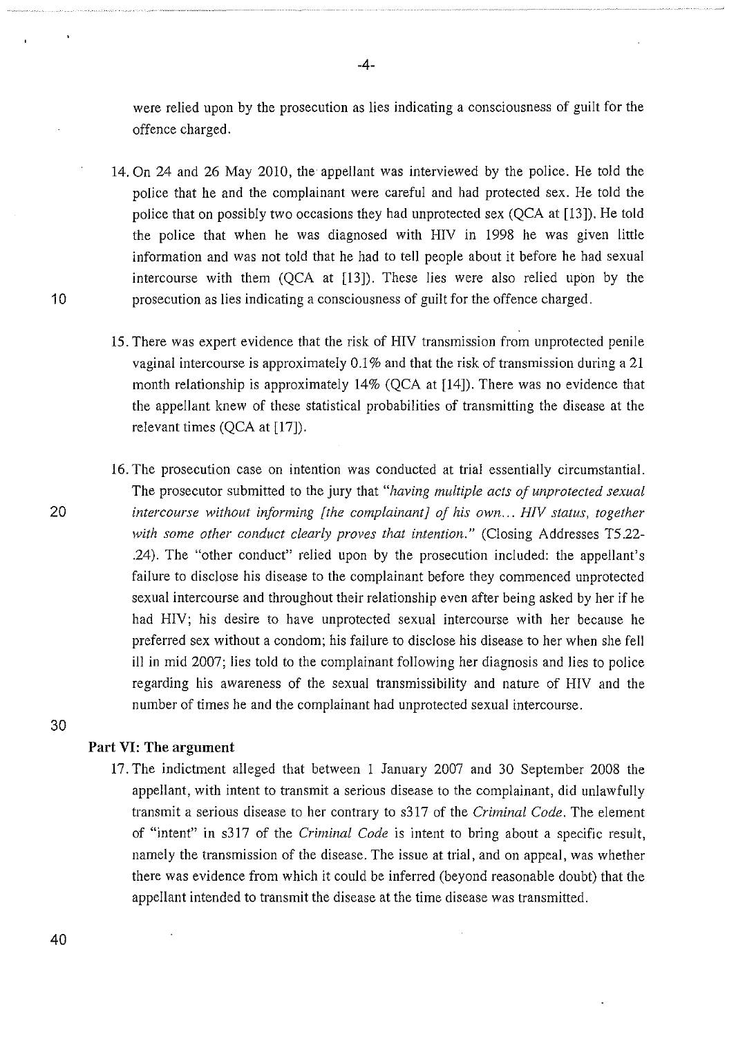were relied upon by the prosecution as lies indicating a consciousness of guilt for the offence charged.

14. On 24 and 26 May 2010, the appellant was interviewed by the police. He told the police that he and the complainant were careful and had protected sex. He told the police that on possibly two occasions they had unprotected sex (QCA at [13]). He told the police that when he was diagnosed with HIV in 1998 he was given little information and was not told that he had to tell people about it before he had sexual intercourse with them (QCA at [13]). These lies were also relied upon by the prosecution as lies indicating a consciousness of guilt for the offence charged.

15. There was expert evidence that the risk of HIV transmission from unprotected penile vaginal intercourse is approximately 0.1% and that the risk of transmission during a 21 month relationship is approximately 14% (QCA at [14]). There was no evidence that the appellant knew of these statistical probabilities of transmitting the disease at the relevant times (QCA at [17]).

16. The prosecution case on intention was conducted at trial essentially circumstantial. The prosecutor submitted to the jury that *"having multiple acts of unprotected sexual intercourse without informing [the complainant] of his own... HIV status, together with some other conduct clearly proves that intention."* (Closing Addresses T5.22-.24). The "other conduct" relied upon by the prosecution included: the appellant's failure to disclose his disease to the complainant before they commenced unprotected sexual intercourse and throughout their relationship even after being asked by her if he had HIV; his desire to have unprotected sexual intercourse with her because he preferred sex without a condom; his failure to disclose his disease to her when she fell ill in mid 2007; lies told to the complainant following her diagnosis and lies to police regarding his awareness of the sexual transmissibility and nature of HIV and the number of times he and the complainant had unprotected sexual intercourse.

**Part VI: The argument**

17. The indictment alleged that between 1 January 2007 and 30 September 2008 the appellant, with intent to transmit a serious disease to the complainant, did unlawfully transmit a serious disease to her contrary to s317 of the *Criminal Code*. The element of "intent" in s317 of the *Criminal Code* is intent to bring about a specific result, namely the transmission of the disease. The issue at trial, and on appeal, was whether there was evidence from which it could be inferred (beyond reasonable doubt) that the appellant intended to transmit the disease at the time disease was transmitted.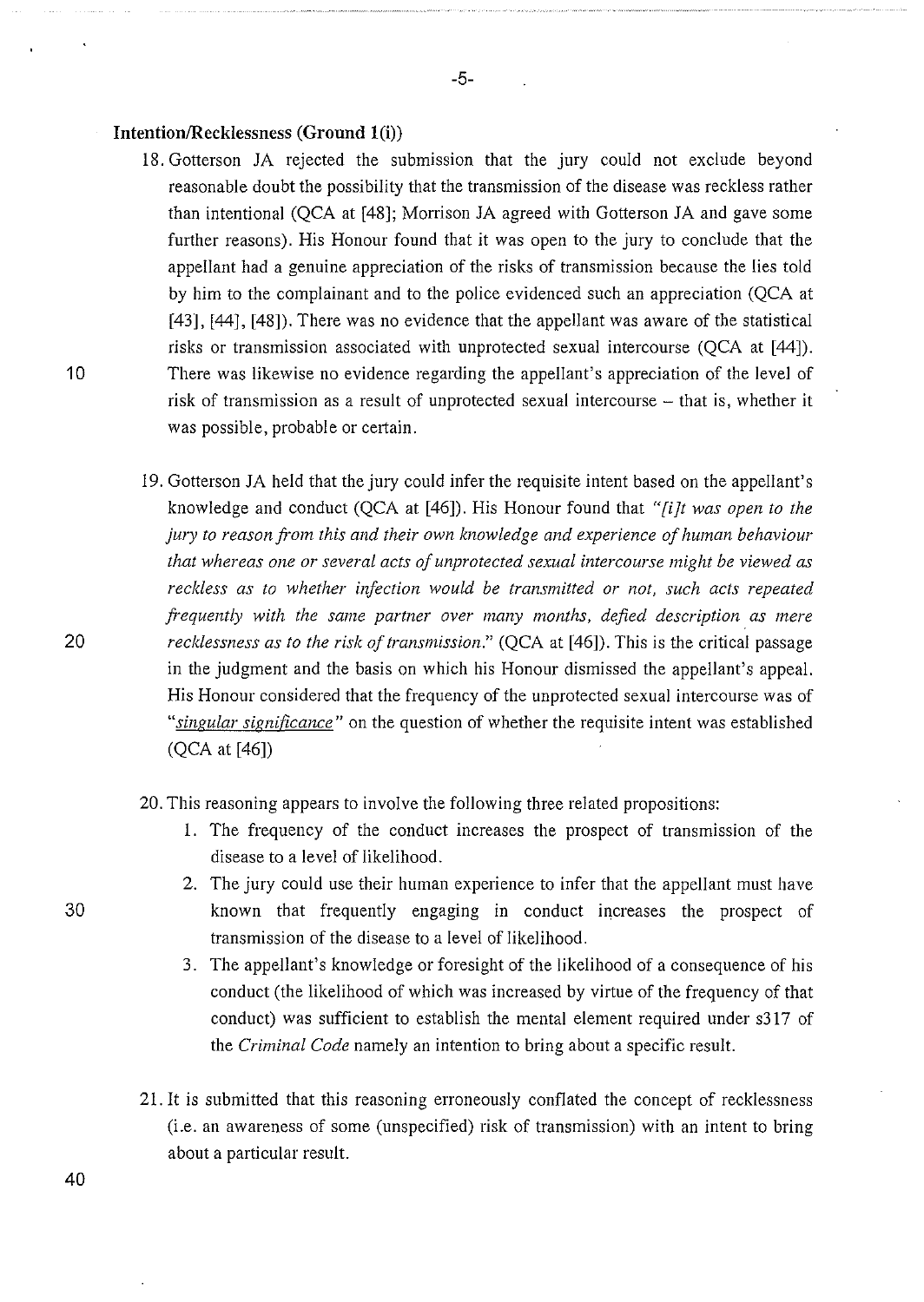### Intention/Recklessness (Ground 1(i))

18. Gotterson JA rejected the submission that the jury could not exclude beyond reasonable doubt the possibility that the transmission of the disease was reckless rather than intentional (QCA at [48]; Morrison JA agreed with Gotterson JA and gave some further reasons). His Honour found that it was open to the jury to conclude that the appellant had a genuine appreciation of the risks of transmission because the lies told by him to the complainant and to the police evidenced such an appreciation (QCA at [43], [44], [48]). There was no evidence that the appellant was aware of the statistical risks or transmission associated with unprotected sexual intercourse (QCA at [44]). There was likewise no evidence regarding the appellant's appreciation of the level of risk of transmission as a result of unprotected sexual intercourse – that is, whether it was possible, probable or certain.

19. Gotterson JA held that the jury could infer the requisite intent based on the appellant's knowledge and conduct (QCA at [46]). His Honour found that *"[i]t was open to the jury to reason from this and their own knowledge and experience of human behaviour that whereas one or several acts of unprotected sexual intercourse might be viewed as reckless as to whether infection would be transmitted or not, such acts repeated frequently with the same partner over many months, defied description as mere recklessness as to the risk of transmission."* (QCA at [46]). This is the critical passage in the judgment and the basis on which his Honour dismissed the appellant's appeal. His Honour considered that the frequency of the unprotected sexual intercourse was of *"singular significance"* on the question of whether the requisite intent was established (QCA at [46])

20. This reasoning appears to involve the following three related propositions:
    1. The frequency of the conduct increases the prospect of transmission of the disease to a level of likelihood.
    2. The jury could use their human experience to infer that the appellant must have known that frequently engaging in conduct increases the prospect of transmission of the disease to a level of likelihood.
    3. The appellant's knowledge or foresight of the likelihood of a consequence of his conduct (the likelihood of which was increased by virtue of the frequency of that conduct) was sufficient to establish the mental element required under s317 of the *Criminal Code* namely an intention to bring about a specific result.

21. It is submitted that this reasoning erroneously conflated the concept of recklessness (i.e. an awareness of some (unspecified) risk of transmission) with an intent to bring about a particular result.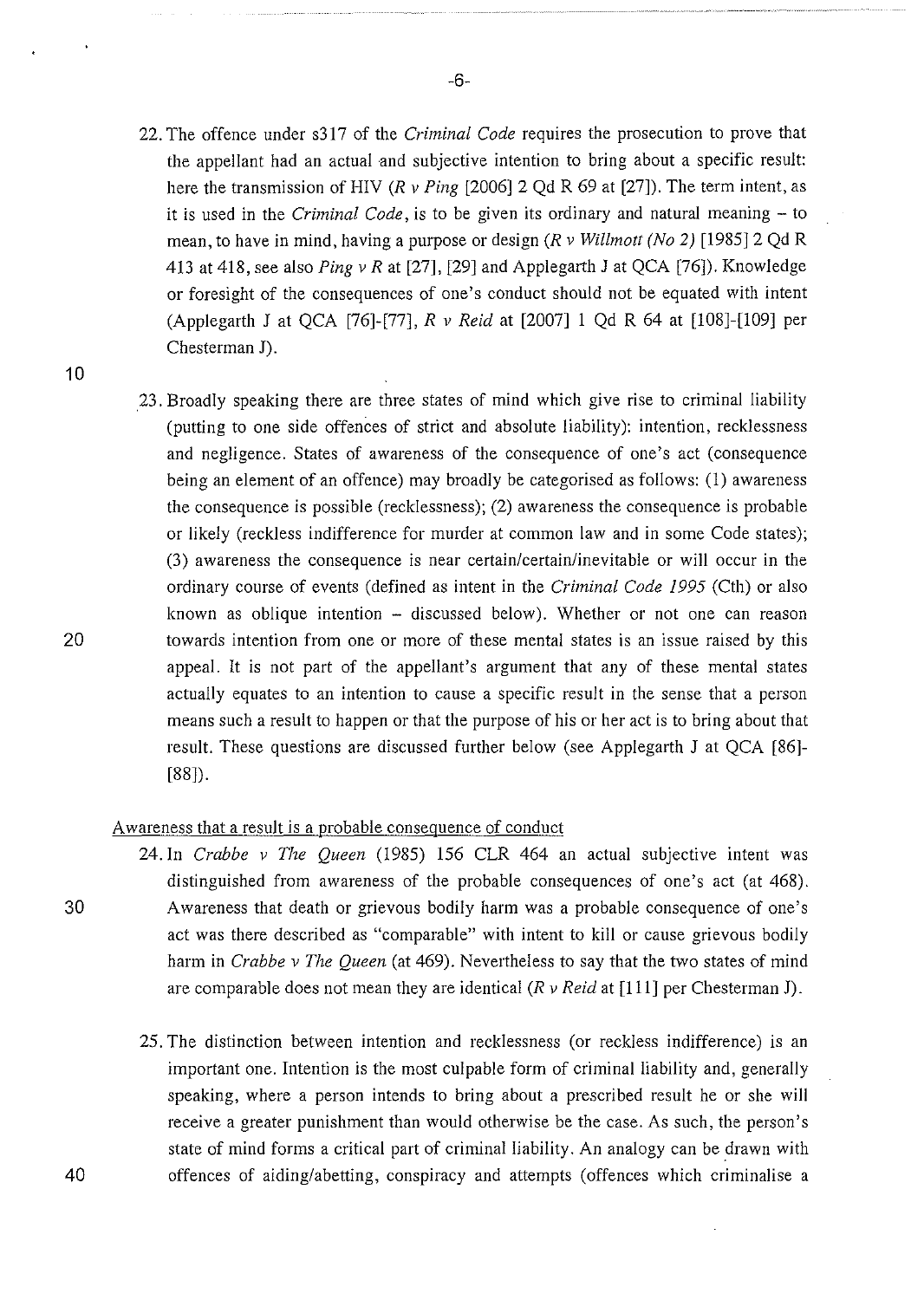22. The offence under s317 of the *Criminal Code* requires the prosecution to prove that the appellant had an actual and subjective intention to bring about a specific result: here the transmission of HIV (*R v Ping* [2006] 2 Qd R 69 at [27]). The term intent, as it is used in the *Criminal Code*, is to be given its ordinary and natural meaning – to mean, to have in mind, having a purpose or design (*R v Willmott (No 2)* [1985] 2 Qd R 413 at 418, see also *Ping v R* at [27], [29] and Applegarth J at QCA [76]). Knowledge or foresight of the consequences of one's conduct should not be equated with intent (Applegarth J at QCA [76]-[77], *R v Reid* at [2007] 1 Qd R 64 at [108]-[109] per Chesterman J).

23. Broadly speaking there are three states of mind which give rise to criminal liability (putting to one side offences of strict and absolute liability): intention, recklessness and negligence. States of awareness of the consequence of one's act (consequence being an element of an offence) may broadly be categorised as follows: (1) awareness the consequence is possible (recklessness); (2) awareness the consequence is probable or likely (reckless indifference for murder at common law and in some Code states); (3) awareness the consequence is near certain/certain/inevitable or will occur in the ordinary course of events (defined as intent in the *Criminal Code 1995* (Cth) or also known as oblique intention – discussed below). Whether or not one can reason towards intention from one or more of these mental states is an issue raised by this appeal. It is not part of the appellant's argument that any of these mental states actually equates to an intention to cause a specific result in the sense that a person means such a result to happen or that the purpose of his or her act is to bring about that result. These questions are discussed further below (see Applegarth J at QCA [86]-[88]).

Awareness that a result is a probable consequence of conduct

24. In *Crabbe v The Queen* (1985) 156 CLR 464 an actual subjective intent was distinguished from awareness of the probable consequences of one's act (at 468). Awareness that death or grievous bodily harm was a probable consequence of one's act was there described as "comparable" with intent to kill or cause grievous bodily harm in *Crabbe v The Queen* (at 469). Nevertheless to say that the two states of mind are comparable does not mean they are identical (*R v Reid* at [111] per Chesterman J).

25. The distinction between intention and recklessness (or reckless indifference) is an important one. Intention is the most culpable form of criminal liability and, generally speaking, where a person intends to bring about a prescribed result he or she will receive a greater punishment than would otherwise be the case. As such, the person's state of mind forms a critical part of criminal liability. An analogy can be drawn with offences of aiding/abetting, conspiracy and attempts (offences which criminalise a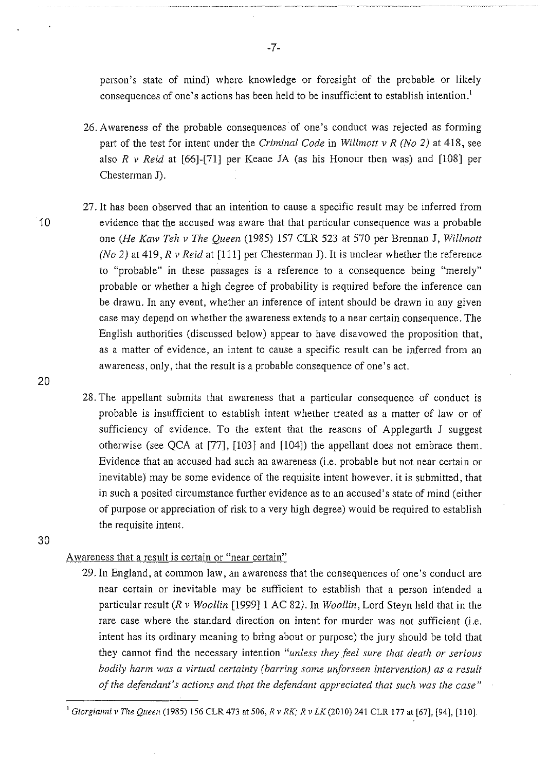person's state of mind) where knowledge or foresight of the probable or likely consequences of one's actions has been held to be insufficient to establish intention.[1]

26. Awareness of the probable consequences of one's conduct was rejected as forming part of the test for intent under the *Criminal Code* in *Willmott v R (No 2)* at 418, see also *R v Reid* at [66]-[71] per Keane JA (as his Honour then was) and [108] per Chesterman J).

27. It has been observed that an intention to cause a specific result may be inferred from evidence that the accused was aware that that particular consequence was a probable one (*He Kaw Teh v The Queen* (1985) 157 CLR 523 at 570 per Brennan J, *Willmott (No 2)* at 419, *R v Reid* at [111] per Chesterman J). It is unclear whether the reference to "probable" in these passages is a reference to a consequence being "merely" probable or whether a high degree of probability is required before the inference can be drawn. In any event, whether an inference of intent should be drawn in any given case may depend on whether the awareness extends to a near certain consequence. The English authorities (discussed below) appear to have disavowed the proposition that, as a matter of evidence, an intent to cause a specific result can be inferred from an awareness, only, that the result is a probable consequence of one's act.

28. The appellant submits that awareness that a particular consequence of conduct is probable is insufficient to establish intent whether treated as a matter of law or of sufficiency of evidence. To the extent that the reasons of Applegarth J suggest otherwise (see QCA at [77], [103] and [104]) the appellant does not embrace them. Evidence that an accused had such an awareness (i.e. probable but not near certain or inevitable) may be some evidence of the requisite intent however, it is submitted, that in such a posited circumstance further evidence as to an accused's state of mind (either of purpose or appreciation of risk to a very high degree) would be required to establish the requisite intent.

<u>Awareness that a result is certain or "near certain"</u>

29. In England, at common law, an awareness that the consequences of one's conduct are near certain or inevitable may be sufficient to establish that a person intended a particular result (*R v Woollin* [1999] 1 AC 82). In *Woollin*, Lord Steyn held that in the rare case where the standard direction on intent for murder was not sufficient (i.e. intent has its ordinary meaning to bring about or purpose) the jury should be told that they cannot find the necessary intention "*unless they feel sure that death or serious bodily harm was a virtual certainty (barring some unforseen intervention) as a result of the defendant's actions and that the defendant appreciated that such was the case*"

---

[1] *Giorgianni v The Queen* (1985) 156 CLR 473 at 506, *R v RK; R v LK* (2010) 241 CLR 177 at [67], [94], [110].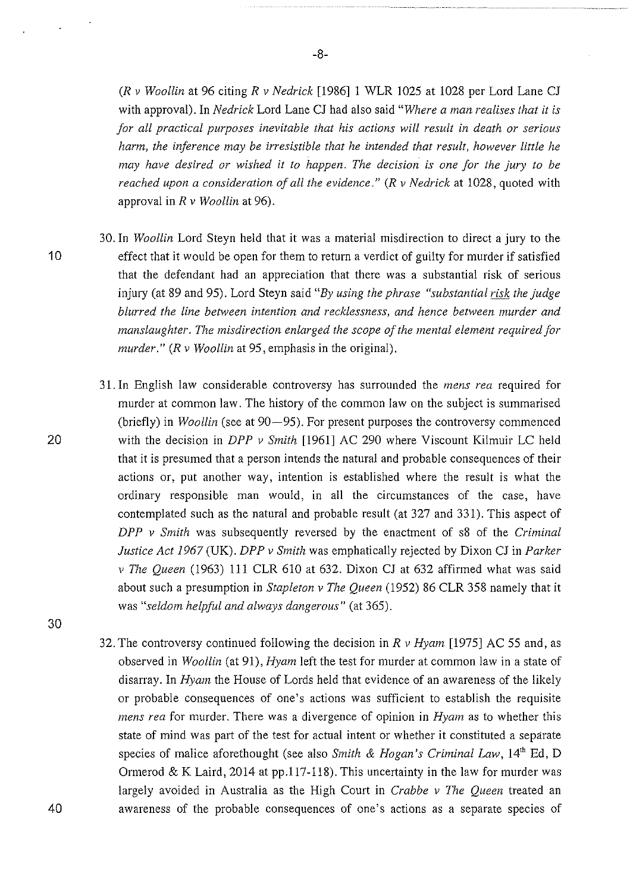(*R v Woollin* at 96 citing *R v Nedrick* [1986] 1 WLR 1025 at 1028 per Lord Lane CJ with approval). In *Nedrick* Lord Lane CJ had also said "*Where a man realises that it is for all practical purposes inevitable that his actions will result in death or serious harm, the inference may be irresistible that he intended that result, however little he may have desired or wished it to happen. The decision is one for the jury to be reached upon a consideration of all the evidence.*" (*R v Nedrick* at 1028, quoted with approval in *R v Woollin* at 96).

30. In *Woollin* Lord Steyn held that it was a material misdirection to direct a jury to the effect that it would be open for them to return a verdict of guilty for murder if satisfied that the defendant had an appreciation that there was a substantial risk of serious injury (at 89 and 95). Lord Steyn said "*By using the phrase "substantial risk the judge blurred the line between intention and recklessness, and hence between murder and manslaughter. The misdirection enlarged the scope of the mental element required for murder.*" (*R v Woollin* at 95, emphasis in the original).

31. In English law considerable controversy has surrounded the *mens rea* required for murder at common law. The history of the common law on the subject is summarised (briefly) in *Woollin* (see at 90—95). For present purposes the controversy commenced with the decision in *DPP v Smith* [1961] AC 290 where Viscount Kilmuir LC held that it is presumed that a person intends the natural and probable consequences of their actions or, put another way, intention is established where the result is what the ordinary responsible man would, in all the circumstances of the case, have contemplated such as the natural and probable result (at 327 and 331). This aspect of *DPP v Smith* was subsequently reversed by the enactment of s8 of the *Criminal Justice Act 1967* (UK). *DPP v Smith* was emphatically rejected by Dixon CJ in *Parker v The Queen* (1963) 111 CLR 610 at 632. Dixon CJ at 632 affirmed what was said about such a presumption in *Stapleton v The Queen* (1952) 86 CLR 358 namely that it was "*seldom helpful and always dangerous*" (at 365).

32. The controversy continued following the decision in *R v Hyam* [1975] AC 55 and, as observed in *Woollin* (at 91), *Hyam* left the test for murder at common law in a state of disarray. In *Hyam* the House of Lords held that evidence of an awareness of the likely or probable consequences of one's actions was sufficient to establish the requisite *mens rea* for murder. There was a divergence of opinion in *Hyam* as to whether this state of mind was part of the test for actual intent or whether it constituted a separate species of malice aforethought (see also *Smith & Hogan's Criminal Law*, 14th Ed, D Ormerod & K Laird, 2014 at pp.117-118). This uncertainty in the law for murder was largely avoided in Australia as the High Court in *Crabbe v The Queen* treated an awareness of the probable consequences of one's actions as a separate species of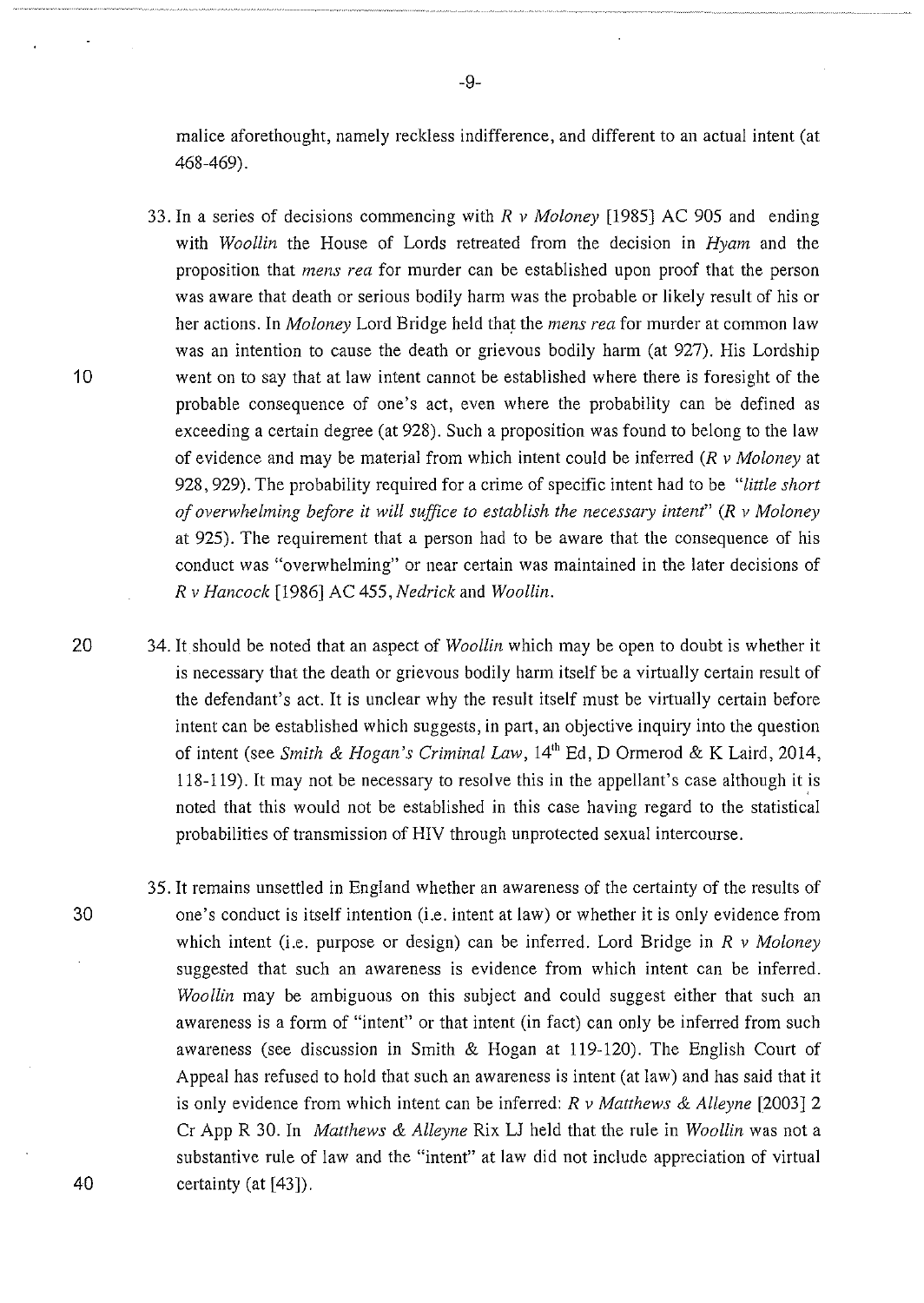malice aforethought, namely reckless indifference, and different to an actual intent (at 468-469).

33. In a series of decisions commencing with *R v Moloney* [1985] AC 905 and ending with *Woollin* the House of Lords retreated from the decision in *Hyam* and the proposition that *mens rea* for murder can be established upon proof that the person was aware that death or serious bodily harm was the probable or likely result of his or her actions. In *Moloney* Lord Bridge held that the *mens rea* for murder at common law was an intention to cause the death or grievous bodily harm (at 927). His Lordship went on to say that at law intent cannot be established where there is foresight of the probable consequence of one's act, even where the probability can be defined as exceeding a certain degree (at 928). Such a proposition was found to belong to the law of evidence and may be material from which intent could be inferred (*R v Moloney* at 928, 929). The probability required for a crime of specific intent had to be *"little short of overwhelming before it will suffice to establish the necessary intent"* (*R v Moloney* at 925). The requirement that a person had to be aware that the consequence of his conduct was "overwhelming" or near certain was maintained in the later decisions of *R v Hancock* [1986] AC 455, *Nedrick* and *Woollin*.

34. It should be noted that an aspect of *Woollin* which may be open to doubt is whether it is necessary that the death or grievous bodily harm itself be a virtually certain result of the defendant's act. It is unclear why the result itself must be virtually certain before intent can be established which suggests, in part, an objective inquiry into the question of intent (see *Smith & Hogan's Criminal Law*, 14th Ed, D Ormerod & K Laird, 2014, 118-119). It may not be necessary to resolve this in the appellant's case although it is noted that this would not be established in this case having regard to the statistical probabilities of transmission of HIV through unprotected sexual intercourse.

35. It remains unsettled in England whether an awareness of the certainty of the results of one's conduct is itself intention (i.e. intent at law) or whether it is only evidence from which intent (i.e. purpose or design) can be inferred. Lord Bridge in *R v Moloney* suggested that such an awareness is evidence from which intent can be inferred. *Woollin* may be ambiguous on this subject and could suggest either that such an awareness is a form of "intent" or that intent (in fact) can only be inferred from such awareness (see discussion in Smith & Hogan at 119-120). The English Court of Appeal has refused to hold that such an awareness is intent (at law) and has said that it is only evidence from which intent can be inferred: *R v Matthews & Alleyne* [2003] 2 Cr App R 30. In *Matthews & Alleyne* Rix LJ held that the rule in *Woollin* was not a substantive rule of law and the "intent" at law did not include appreciation of virtual certainty (at [43]).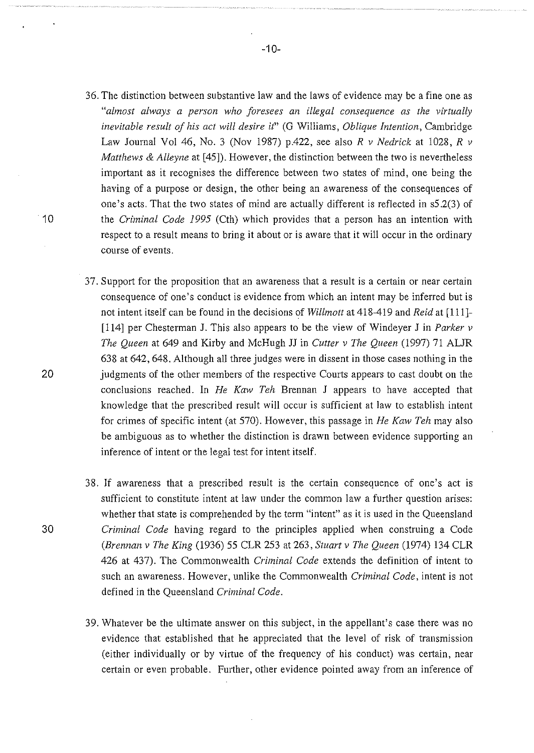36. The distinction between substantive law and the laws of evidence may be a fine one as *"almost always a person who foresees an illegal consequence as the virtually inevitable result of his act will desire it"* (G Williams, *Oblique Intention*, Cambridge Law Journal Vol 46, No. 3 (Nov 1987) p.422, see also *R v Nedrick* at 1028, *R v Matthews & Alleyne* at [45]). However, the distinction between the two is nevertheless important as it recognises the difference between two states of mind, one being the having of a purpose or design, the other being an awareness of the consequences of one's acts. That the two states of mind are actually different is reflected in s5.2(3) of the *Criminal Code 1995* (Cth) which provides that a person has an intention with respect to a result means to bring it about or is aware that it will occur in the ordinary course of events.

37. Support for the proposition that an awareness that a result is a certain or near certain consequence of one's conduct is evidence from which an intent may be inferred but is not intent itself can be found in the decisions of *Willmott* at 418-419 and *Reid* at [111]-[114] per Chesterman J. This also appears to be the view of Windeyer J in *Parker v The Queen* at 649 and Kirby and McHugh JJ in *Cutter v The Queen* (1997) 71 ALJR 638 at 642, 648. Although all three judges were in dissent in those cases nothing in the judgments of the other members of the respective Courts appears to cast doubt on the conclusions reached. In *He Kaw Teh* Brennan J appears to have accepted that knowledge that the prescribed result will occur is sufficient at law to establish intent for crimes of specific intent (at 570). However, this passage in *He Kaw Teh* may also be ambiguous as to whether the distinction is drawn between evidence supporting an inference of intent or the legal test for intent itself.

38. If awareness that a prescribed result is the certain consequence of one's act is sufficient to constitute intent at law under the common law a further question arises: whether that state is comprehended by the term "intent" as it is used in the Queensland *Criminal Code* having regard to the principles applied when construing a Code (*Brennan v The King* (1936) 55 CLR 253 at 263, *Stuart v The Queen* (1974) 134 CLR 426 at 437). The Commonwealth *Criminal Code* extends the definition of intent to such an awareness. However, unlike the Commonwealth *Criminal Code*, intent is not defined in the Queensland *Criminal Code*.

39. Whatever be the ultimate answer on this subject, in the appellant's case there was no evidence that established that he appreciated that the level of risk of transmission (either individually or by virtue of the frequency of his conduct) was certain, near certain or even probable. Further, other evidence pointed away from an inference of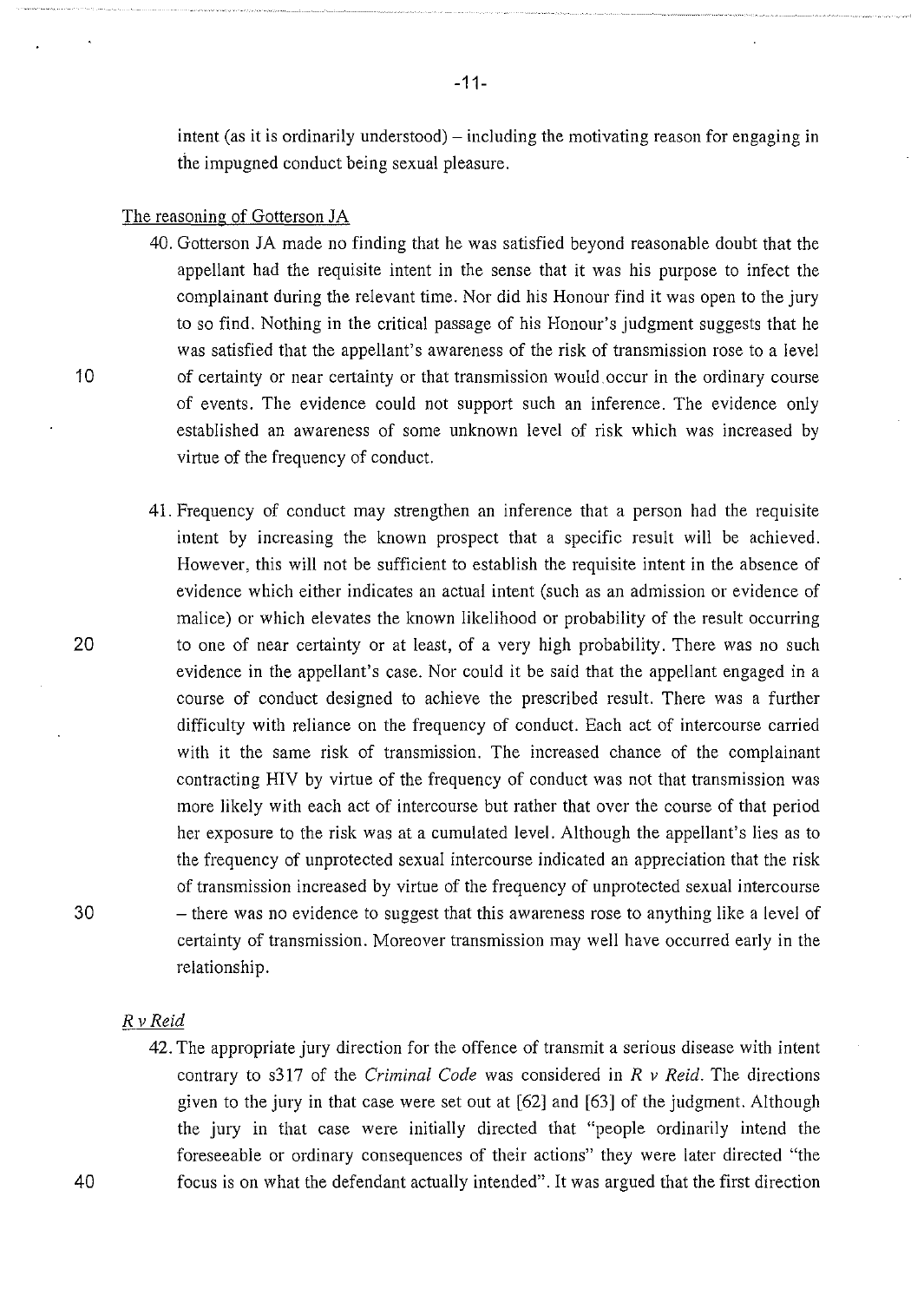intent (as it is ordinarily understood) – including the motivating reason for engaging in the impugned conduct being sexual pleasure.

## The reasoning of Gotterson JA

40. Gotterson JA made no finding that he was satisfied beyond reasonable doubt that the appellant had the requisite intent in the sense that it was his purpose to infect the complainant during the relevant time. Nor did his Honour find it was open to the jury to so find. Nothing in the critical passage of his Honour's judgment suggests that he was satisfied that the appellant's awareness of the risk of transmission rose to a level of certainty or near certainty or that transmission would occur in the ordinary course of events. The evidence could not support such an inference. The evidence only established an awareness of some unknown level of risk which was increased by virtue of the frequency of conduct.

41. Frequency of conduct may strengthen an inference that a person had the requisite intent by increasing the known prospect that a specific result will be achieved. However, this will not be sufficient to establish the requisite intent in the absence of evidence which either indicates an actual intent (such as an admission or evidence of malice) or which elevates the known likelihood or probability of the result occurring to one of near certainty or at least, of a very high probability. There was no such evidence in the appellant's case. Nor could it be said that the appellant engaged in a course of conduct designed to achieve the prescribed result. There was a further difficulty with reliance on the frequency of conduct. Each act of intercourse carried with it the same risk of transmission. The increased chance of the complainant contracting HIV by virtue of the frequency of conduct was not that transmission was more likely with each act of intercourse but rather that over the course of that period her exposure to the risk was at a cumulated level. Although the appellant's lies as to the frequency of unprotected sexual intercourse indicated an appreciation that the risk of transmission increased by virtue of the frequency of unprotected sexual intercourse – there was no evidence to suggest that this awareness rose to anything like a level of certainty of transmission. Moreover transmission may well have occurred early in the relationship.

## *R v Reid*

42. The appropriate jury direction for the offence of transmit a serious disease with intent contrary to s317 of the *Criminal Code* was considered in *R v Reid*. The directions given to the jury in that case were set out at [62] and [63] of the judgment. Although the jury in that case were initially directed that "people ordinarily intend the foreseeable or ordinary consequences of their actions" they were later directed "the focus is on what the defendant actually intended". It was argued that the first direction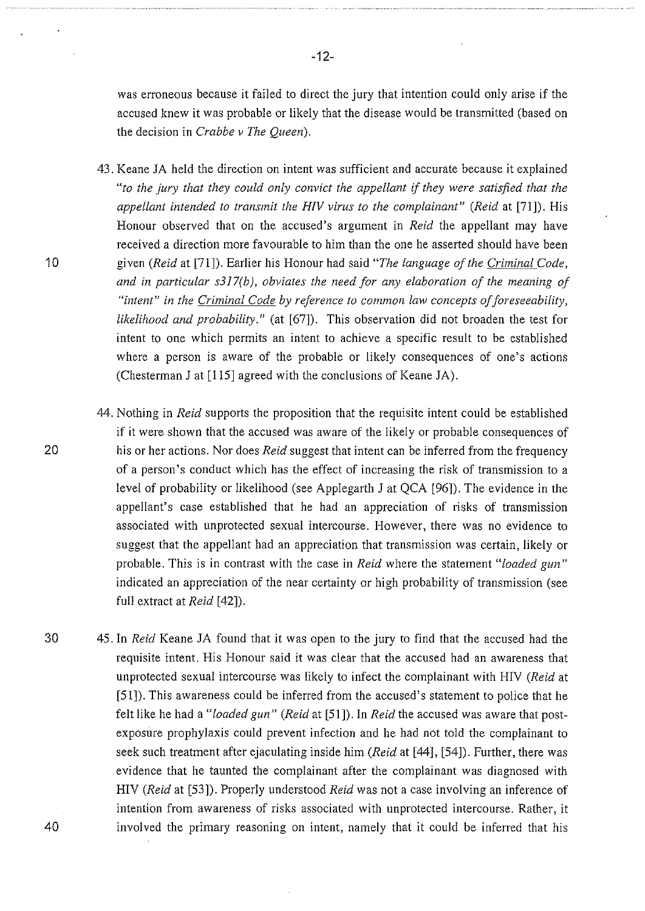was erroneous because it failed to direct the jury that intention could only arise if the accused knew it was probable or likely that the disease would be transmitted (based on the decision in *Crabbe v The Queen*).

43. Keane JA held the direction on intent was sufficient and accurate because it explained *"to the jury that they could only convict the appellant if they were satisfied that the appellant intended to transmit the HIV virus to the complainant"* (*Reid* at [71]). His Honour observed that on the accused's argument in *Reid* the appellant may have received a direction more favourable to him than the one he asserted should have been given (*Reid* at [71]). Earlier his Honour had said *"The language of the Criminal Code, and in particular s317(b), obviates the need for any elaboration of the meaning of "intent" in the Criminal Code by reference to common law concepts of foreseeability, likelihood and probability."* (at [67]). This observation did not broaden the test for intent to one which permits an intent to achieve a specific result to be established where a person is aware of the probable or likely consequences of one's actions (Chesterman J at [115] agreed with the conclusions of Keane JA).

44. Nothing in *Reid* supports the proposition that the requisite intent could be established if it were shown that the accused was aware of the likely or probable consequences of his or her actions. Nor does *Reid* suggest that intent can be inferred from the frequency of a person's conduct which has the effect of increasing the risk of transmission to a level of probability or likelihood (see Applegarth J at QCA [96]). The evidence in the appellant's case established that he had an appreciation of risks of transmission associated with unprotected sexual intercourse. However, there was no evidence to suggest that the appellant had an appreciation that transmission was certain, likely or probable. This is in contrast with the case in *Reid* where the statement *"loaded gun"* indicated an appreciation of the near certainty or high probability of transmission (see full extract at *Reid* [42]).

45. In *Reid* Keane JA found that it was open to the jury to find that the accused had the requisite intent. His Honour said it was clear that the accused had an awareness that unprotected sexual intercourse was likely to infect the complainant with HIV (*Reid* at [51]). This awareness could be inferred from the accused's statement to police that he felt like he had a *"loaded gun"* (*Reid* at [51]). In *Reid* the accused was aware that post-exposure prophylaxis could prevent infection and he had not told the complainant to seek such treatment after ejaculating inside him (*Reid* at [44], [54]). Further, there was evidence that he taunted the complainant after the complainant was diagnosed with HIV (*Reid* at [53]). Properly understood *Reid* was not a case involving an inference of intention from awareness of risks associated with unprotected intercourse. Rather, it involved the primary reasoning on intent, namely that it could be inferred that his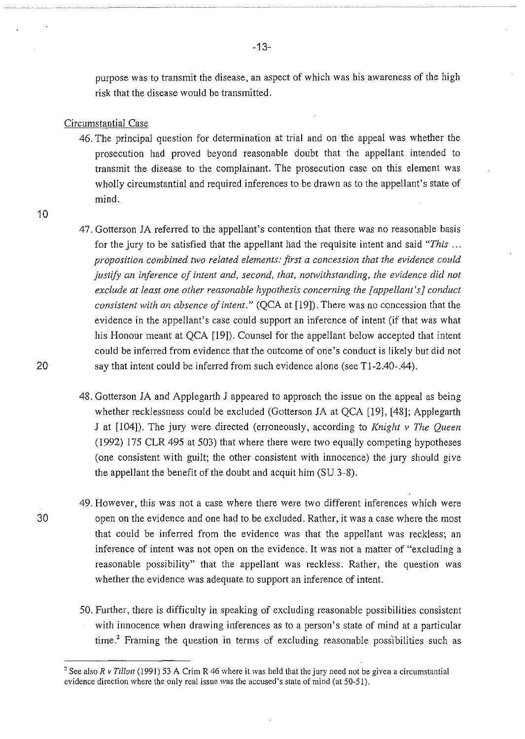purpose was to transmit the disease, an aspect of which was his awareness of the high risk that the disease would be transmitted.

Circumstantial Case

46. The principal question for determination at trial and on the appeal was whether the prosecution had proved beyond reasonable doubt that the appellant intended to transmit the disease to the complainant. The prosecution case on this element was wholly circumstantial and required inferences to be drawn as to the appellant's state of mind.

47. Gotterson JA referred to the appellant's contention that there was no reasonable basis for the jury to be satisfied that the appellant had the requisite intent and said *"This ... proposition combined two related elements: first a concession that the evidence could justify an inference of intent and, second, that, notwithstanding, the evidence did not exclude at least one other reasonable hypothesis concerning the [appellant's] conduct consistent with an absence of intent."* (QCA at [19]). There was no concession that the evidence in the appellant's case could support an inference of intent (if that was what his Honour meant at QCA [19]). Counsel for the appellant below accepted that intent could be inferred from evidence that the outcome of one's conduct is likely but did not say that intent could be inferred from such evidence alone (see T1-2.40-.44).

48. Gotterson JA and Applegarth J appeared to approach the issue on the appeal as being whether recklessness could be excluded (Gotterson JA at QCA [19], [48]; Applegarth J at [104]). The jury were directed (erroneously, according to *Knight v The Queen* (1992) 175 CLR 495 at 503) that where there were two equally competing hypotheses (one consistent with guilt; the other consistent with innocence) the jury should give the appellant the benefit of the doubt and acquit him (SU 3-8).

49. However, this was not a case where there were two different inferences which were open on the evidence and one had to be excluded. Rather, it was a case where the most that could be inferred from the evidence was that the appellant was reckless; an inference of intent was not open on the evidence. It was not a matter of "excluding a reasonable possibility" that the appellant was reckless. Rather, the question was whether the evidence was adequate to support an inference of intent.

50. Further, there is difficulty in speaking of excluding reasonable possibilities consistent with innocence when drawing inferences as to a person's state of mind at a particular time.[2] Framing the question in terms of excluding reasonable possibilities such as

[2] See also *R v Tillott* (1991) 53 A Crim R 46 where it was held that the jury need not be given a circumstantial evidence direction where the only real issue was the accused's state of mind (at 50-51).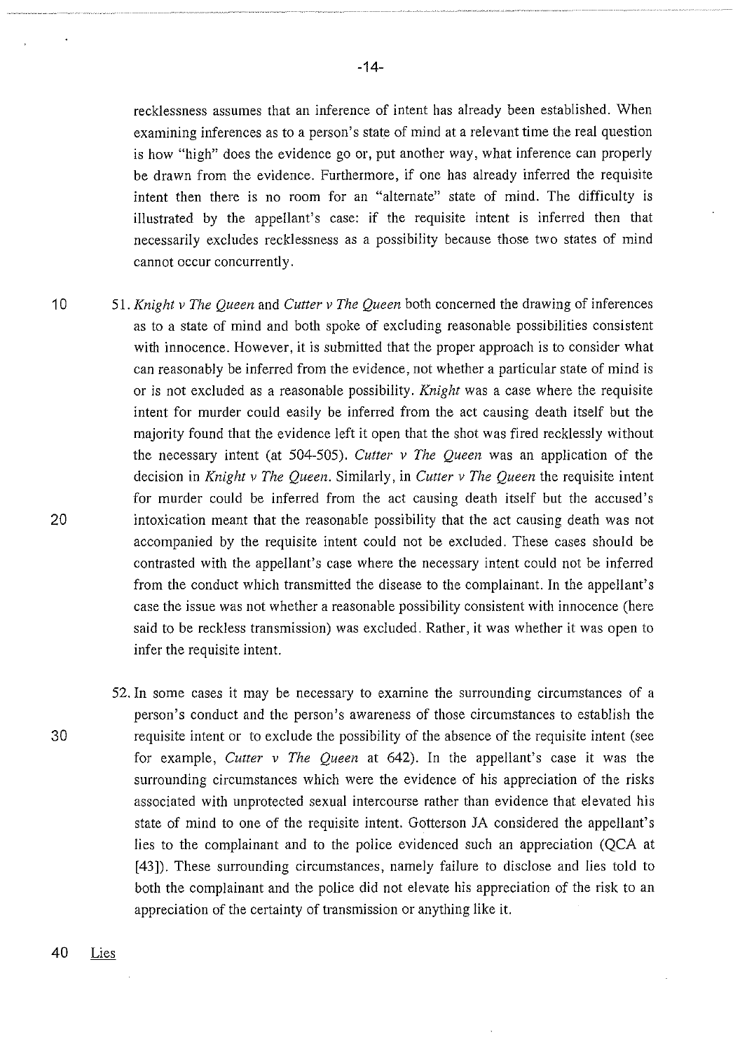recklessness assumes that an inference of intent has already been established. When examining inferences as to a person's state of mind at a relevant time the real question is how "high" does the evidence go or, put another way, what inference can properly be drawn from the evidence. Furthermore, if one has already inferred the requisite intent then there is no room for an "alternate" state of mind. The difficulty is illustrated by the appellant's case: if the requisite intent is inferred then that necessarily excludes recklessness as a possibility because those two states of mind cannot occur concurrently.

51. *Knight v The Queen* and *Cutter v The Queen* both concerned the drawing of inferences as to a state of mind and both spoke of excluding reasonable possibilities consistent with innocence. However, it is submitted that the proper approach is to consider what can reasonably be inferred from the evidence, not whether a particular state of mind is or is not excluded as a reasonable possibility. *Knight* was a case where the requisite intent for murder could easily be inferred from the act causing death itself but the majority found that the evidence left it open that the shot was fired recklessly without the necessary intent (at 504-505). *Cutter v The Queen* was an application of the decision in *Knight v The Queen*. Similarly, in *Cutter v The Queen* the requisite intent for murder could be inferred from the act causing death itself but the accused's intoxication meant that the reasonable possibility that the act causing death was not accompanied by the requisite intent could not be excluded. These cases should be contrasted with the appellant's case where the necessary intent could not be inferred from the conduct which transmitted the disease to the complainant. In the appellant's case the issue was not whether a reasonable possibility consistent with innocence (here said to be reckless transmission) was excluded. Rather, it was whether it was open to infer the requisite intent.

52. In some cases it may be necessary to examine the surrounding circumstances of a person's conduct and the person's awareness of those circumstances to establish the requisite intent or to exclude the possibility of the absence of the requisite intent (see for example, *Cutter v The Queen* at 642). In the appellant's case it was the surrounding circumstances which were the evidence of his appreciation of the risks associated with unprotected sexual intercourse rather than evidence that elevated his state of mind to one of the requisite intent. Gotterson JA considered the appellant's lies to the complainant and to the police evidenced such an appreciation (QCA at [43]). These surrounding circumstances, namely failure to disclose and lies told to both the complainant and the police did not elevate his appreciation of the risk to an appreciation of the certainty of transmission or anything like it.

<u>Lies</u>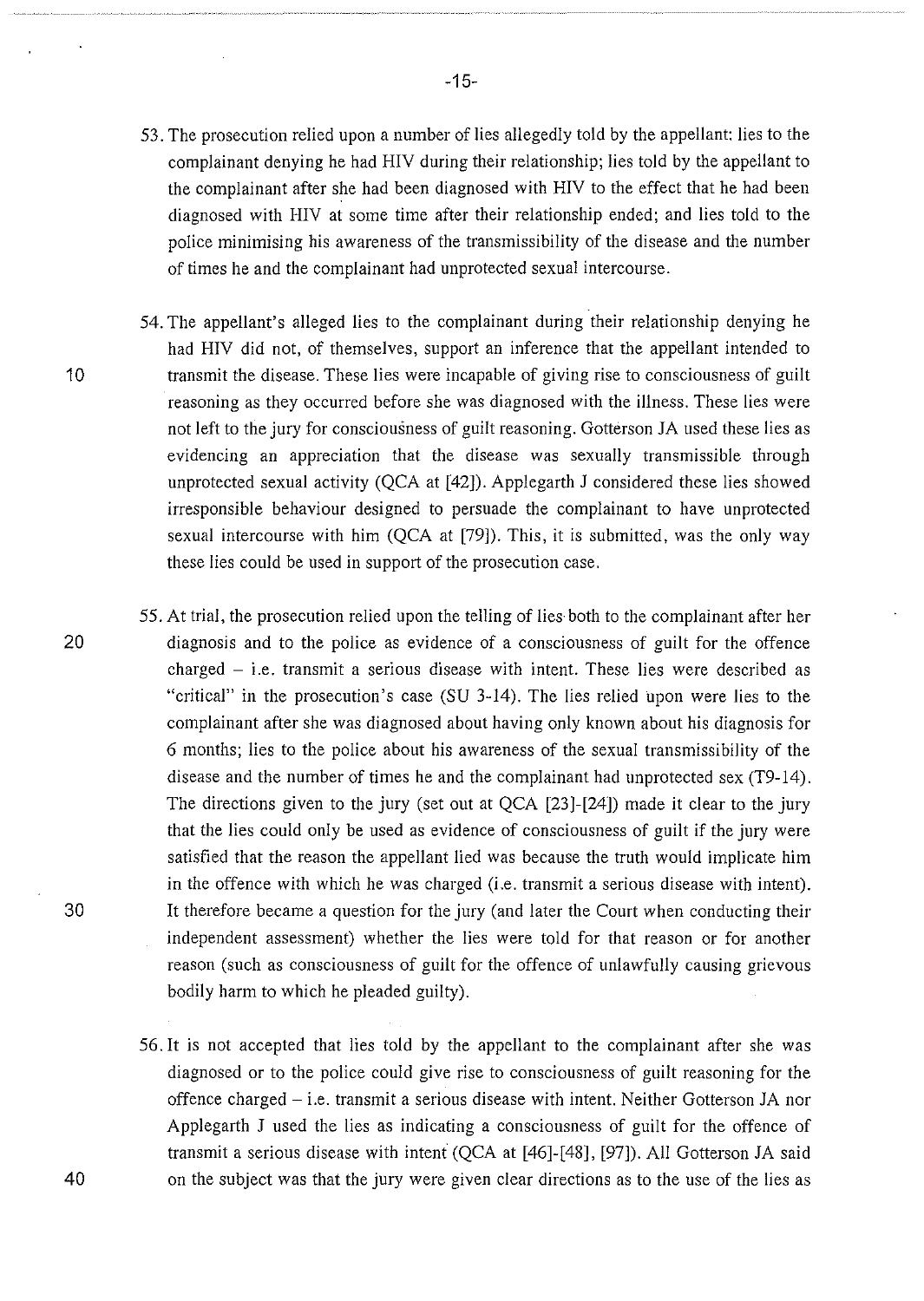53. The prosecution relied upon a number of lies allegedly told by the appellant: lies to the complainant denying he had HIV during their relationship; lies told by the appellant to the complainant after she had been diagnosed with HIV to the effect that he had been diagnosed with HIV at some time after their relationship ended; and lies told to the police minimising his awareness of the transmissibility of the disease and the number of times he and the complainant had unprotected sexual intercourse.

54. The appellant's alleged lies to the complainant during their relationship denying he had HIV did not, of themselves, support an inference that the appellant intended to transmit the disease. These lies were incapable of giving rise to consciousness of guilt reasoning as they occurred before she was diagnosed with the illness. These lies were not left to the jury for consciousness of guilt reasoning. Gotterson JA used these lies as evidencing an appreciation that the disease was sexually transmissible through unprotected sexual activity (QCA at [42]). Applegarth J considered these lies showed irresponsible behaviour designed to persuade the complainant to have unprotected sexual intercourse with him (QCA at [79]). This, it is submitted, was the only way these lies could be used in support of the prosecution case.

55. At trial, the prosecution relied upon the telling of lies both to the complainant after her diagnosis and to the police as evidence of a consciousness of guilt for the offence charged – i.e. transmit a serious disease with intent. These lies were described as "critical" in the prosecution's case (SU 3-14). The lies relied upon were lies to the complainant after she was diagnosed about having only known about his diagnosis for 6 months; lies to the police about his awareness of the sexual transmissibility of the disease and the number of times he and the complainant had unprotected sex (T9-14). The directions given to the jury (set out at QCA [23]-[24]) made it clear to the jury that the lies could only be used as evidence of consciousness of guilt if the jury were satisfied that the reason the appellant lied was because the truth would implicate him in the offence with which he was charged (i.e. transmit a serious disease with intent). It therefore became a question for the jury (and later the Court when conducting their independent assessment) whether the lies were told for that reason or for another reason (such as consciousness of guilt for the offence of unlawfully causing grievous bodily harm to which he pleaded guilty).

56. It is not accepted that lies told by the appellant to the complainant after she was diagnosed or to the police could give rise to consciousness of guilt reasoning for the offence charged – i.e. transmit a serious disease with intent. Neither Gotterson JA nor Applegarth J used the lies as indicating a consciousness of guilt for the offence of transmit a serious disease with intent (QCA at [46]-[48], [97]). All Gotterson JA said on the subject was that the jury were given clear directions as to the use of the lies as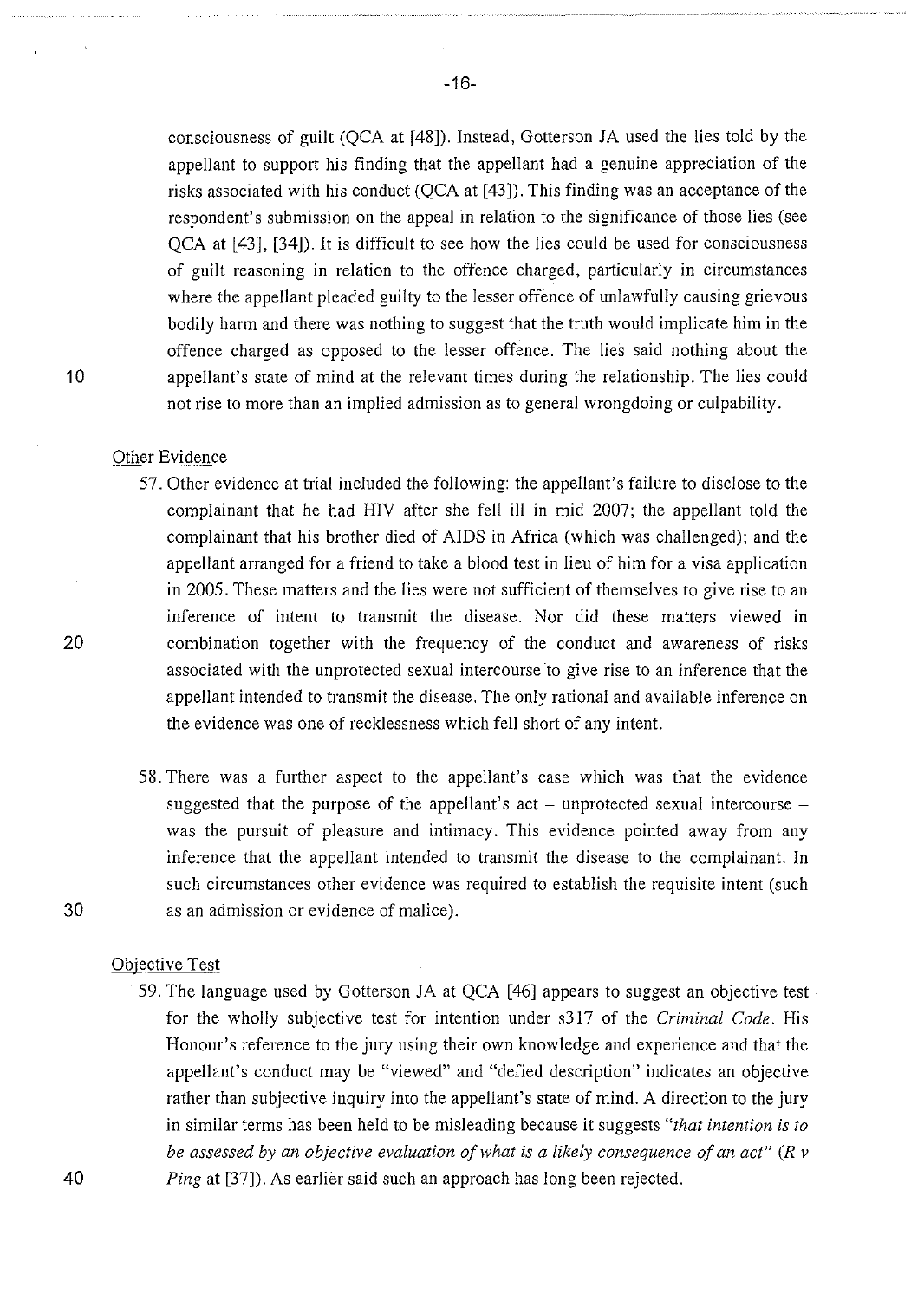consciousness of guilt (QCA at [48]). Instead, Gotterson JA used the lies told by the appellant to support his finding that the appellant had a genuine appreciation of the risks associated with his conduct (QCA at [43]). This finding was an acceptance of the respondent's submission on the appeal in relation to the significance of those lies (see QCA at [43], [34]). It is difficult to see how the lies could be used for consciousness of guilt reasoning in relation to the offence charged, particularly in circumstances where the appellant pleaded guilty to the lesser offence of unlawfully causing grievous bodily harm and there was nothing to suggest that the truth would implicate him in the offence charged as opposed to the lesser offence. The lies said nothing about the appellant's state of mind at the relevant times during the relationship. The lies could not rise to more than an implied admission as to general wrongdoing or culpability.

Other Evidence

57. Other evidence at trial included the following: the appellant's failure to disclose to the complainant that he had HIV after she fell ill in mid 2007; the appellant told the complainant that his brother died of AIDS in Africa (which was challenged); and the appellant arranged for a friend to take a blood test in lieu of him for a visa application in 2005. These matters and the lies were not sufficient of themselves to give rise to an inference of intent to transmit the disease. Nor did these matters viewed in combination together with the frequency of the conduct and awareness of risks associated with the unprotected sexual intercourse to give rise to an inference that the appellant intended to transmit the disease. The only rational and available inference on the evidence was one of recklessness which fell short of any intent.

58. There was a further aspect to the appellant's case which was that the evidence suggested that the purpose of the appellant's act – unprotected sexual intercourse – was the pursuit of pleasure and intimacy. This evidence pointed away from any inference that the appellant intended to transmit the disease to the complainant. In such circumstances other evidence was required to establish the requisite intent (such as an admission or evidence of malice).

Objective Test

59. The language used by Gotterson JA at QCA [46] appears to suggest an objective test for the wholly subjective test for intention under s317 of the *Criminal Code*. His Honour's reference to the jury using their own knowledge and experience and that the appellant's conduct may be "viewed" and "defied description" indicates an objective rather than subjective inquiry into the appellant's state of mind. A direction to the jury in similar terms has been held to be misleading because it suggests *"that intention is to be assessed by an objective evaluation of what is a likely consequence of an act"* (*R v Ping* at [37]). As earlier said such an approach has long been rejected.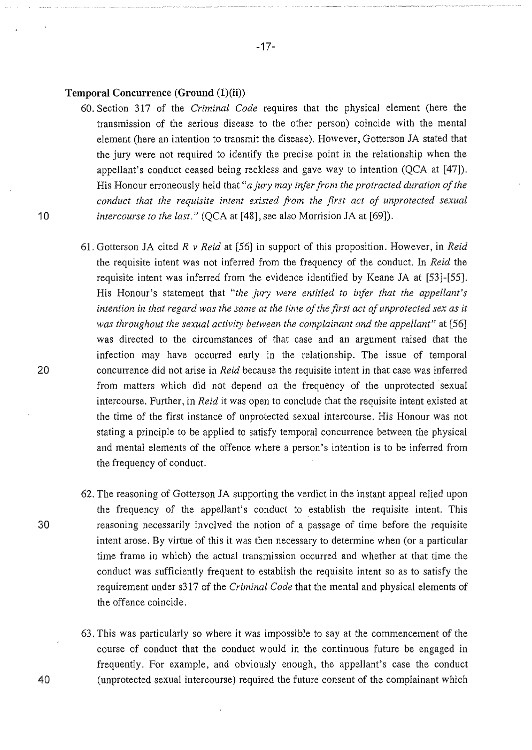### Temporal Concurrence (Ground (1)(ii))

60. Section 317 of the *Criminal Code* requires that the physical element (here the transmission of the serious disease to the other person) coincide with the mental element (here an intention to transmit the disease). However, Gotterson JA stated that the jury were not required to identify the precise point in the relationship when the appellant's conduct ceased being reckless and gave way to intention (QCA at [47]). His Honour erroneously held that "*a jury may infer from the protracted duration of the conduct that the requisite intent existed from the first act of unprotected sexual intercourse to the last.*" (QCA at [48], see also Morrision JA at [69]).

61. Gotterson JA cited *R v Reid* at [56] in support of this proposition. However, in *Reid* the requisite intent was not inferred from the frequency of the conduct. In *Reid* the requisite intent was inferred from the evidence identified by Keane JA at [53]-[55]. His Honour's statement that "*the jury were entitled to infer that the appellant's intention in that regard was the same at the time of the first act of unprotected sex as it was throughout the sexual activity between the complainant and the appellant*" at [56] was directed to the circumstances of that case and an argument raised that the infection may have occurred early in the relationship. The issue of temporal concurrence did not arise in *Reid* because the requisite intent in that case was inferred from matters which did not depend on the frequency of the unprotected sexual intercourse. Further, in *Reid* it was open to conclude that the requisite intent existed at the time of the first instance of unprotected sexual intercourse. His Honour was not stating a principle to be applied to satisfy temporal concurrence between the physical and mental elements of the offence where a person's intention is to be inferred from the frequency of conduct.

62. The reasoning of Gotterson JA supporting the verdict in the instant appeal relied upon the frequency of the appellant's conduct to establish the requisite intent. This reasoning necessarily involved the notion of a passage of time before the requisite intent arose. By virtue of this it was then necessary to determine when (or a particular time frame in which) the actual transmission occurred and whether at that time the conduct was sufficiently frequent to establish the requisite intent so as to satisfy the requirement under s317 of the *Criminal Code* that the mental and physical elements of the offence coincide.

63. This was particularly so where it was impossible to say at the commencement of the course of conduct that the conduct would in the continuous future be engaged in frequently. For example, and obviously enough, the appellant's case the conduct (unprotected sexual intercourse) required the future consent of the complainant which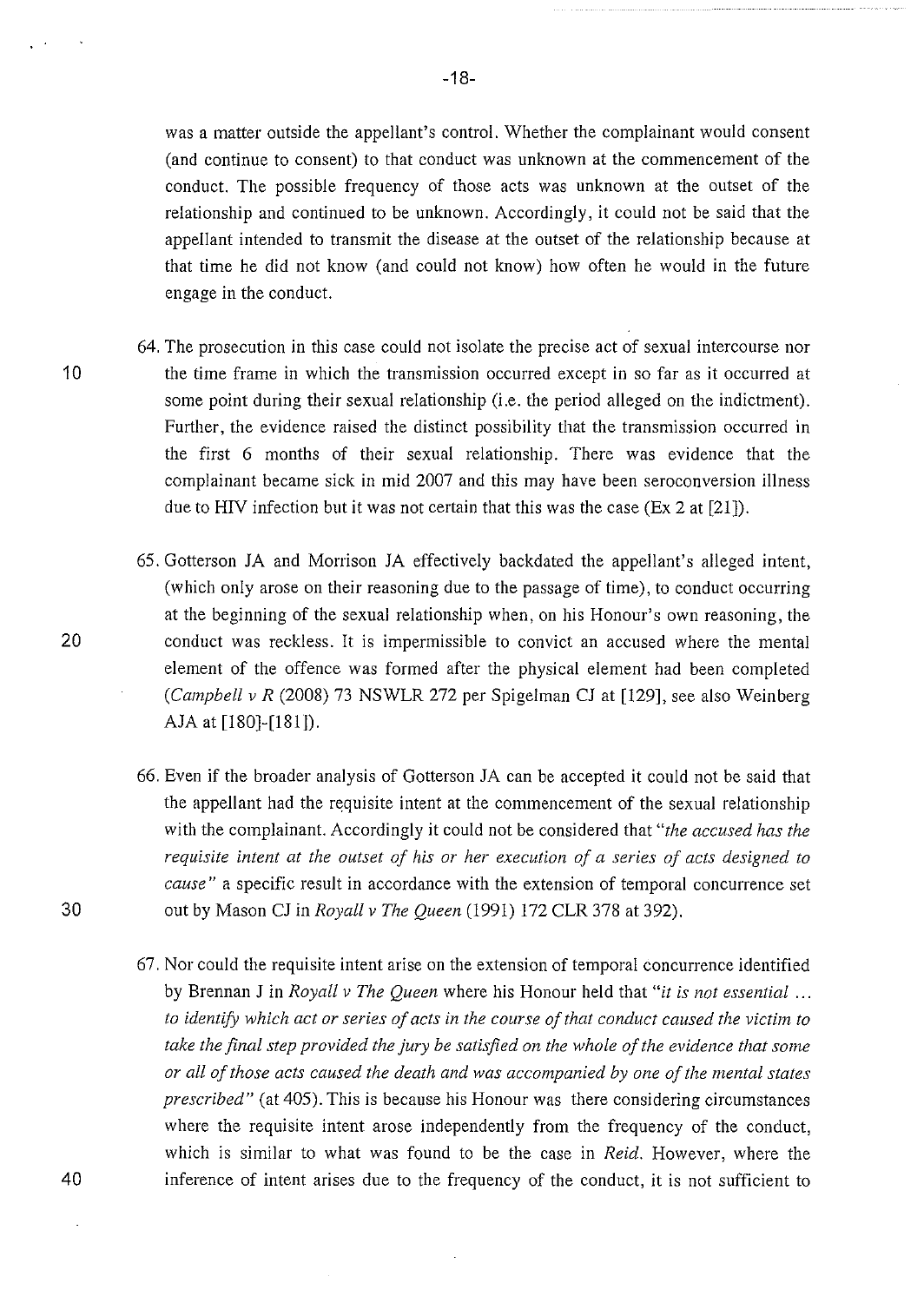was a matter outside the appellant's control. Whether the complainant would consent (and continue to consent) to that conduct was unknown at the commencement of the conduct. The possible frequency of those acts was unknown at the outset of the relationship and continued to be unknown. Accordingly, it could not be said that the appellant intended to transmit the disease at the outset of the relationship because at that time he did not know (and could not know) how often he would in the future engage in the conduct.

64. The prosecution in this case could not isolate the precise act of sexual intercourse nor the time frame in which the transmission occurred except in so far as it occurred at some point during their sexual relationship (i.e. the period alleged on the indictment). Further, the evidence raised the distinct possibility that the transmission occurred in the first 6 months of their sexual relationship. There was evidence that the complainant became sick in mid 2007 and this may have been seroconversion illness due to HIV infection but it was not certain that this was the case (Ex 2 at [21]).

65. Gotterson JA and Morrison JA effectively backdated the appellant's alleged intent, (which only arose on their reasoning due to the passage of time), to conduct occurring at the beginning of the sexual relationship when, on his Honour's own reasoning, the conduct was reckless. It is impermissible to convict an accused where the mental element of the offence was formed after the physical element had been completed (*Campbell v R* (2008) 73 NSWLR 272 per Spigelman CJ at [129], see also Weinberg AJA at [180]-[181]).

66. Even if the broader analysis of Gotterson JA can be accepted it could not be said that the appellant had the requisite intent at the commencement of the sexual relationship with the complainant. Accordingly it could not be considered that "*the accused has the requisite intent at the outset of his or her execution of a series of acts designed to cause*" a specific result in accordance with the extension of temporal concurrence set out by Mason CJ in *Royall v The Queen* (1991) 172 CLR 378 at 392).

67. Nor could the requisite intent arise on the extension of temporal concurrence identified by Brennan J in *Royall v The Queen* where his Honour held that "*it is not essential ... to identify which act or series of acts in the course of that conduct caused the victim to take the final step provided the jury be satisfied on the whole of the evidence that some or all of those acts caused the death and was accompanied by one of the mental states prescribed*" (at 405). This is because his Honour was there considering circumstances where the requisite intent arose independently from the frequency of the conduct, which is similar to what was found to be the case in *Reid*. However, where the inference of intent arises due to the frequency of the conduct, it is not sufficient to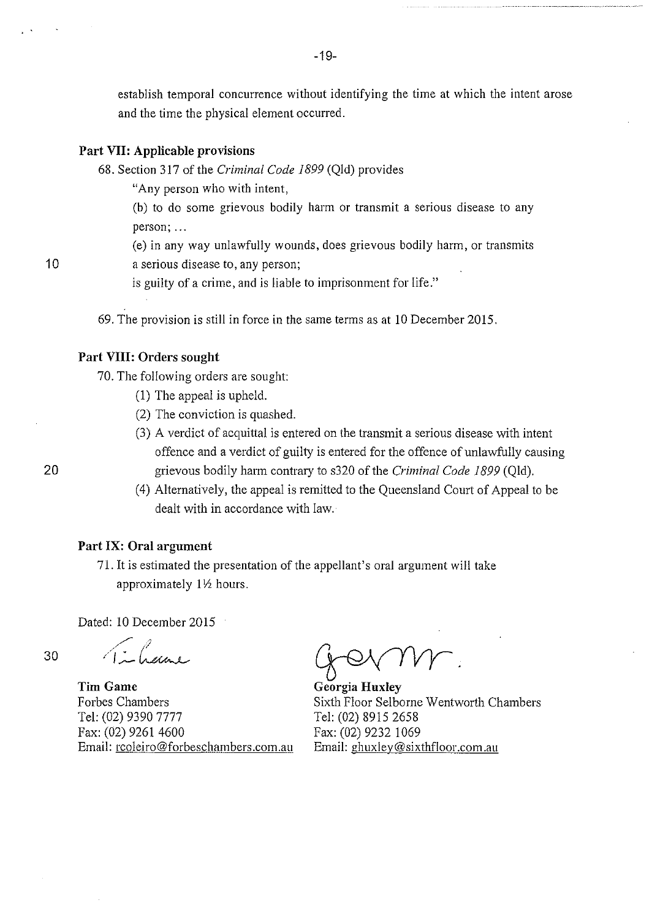establish temporal concurrence without identifying the time at which the intent arose and the time the physical element occurred.

**Part VII: Applicable provisions**

68. Section 317 of the *Criminal Code 1899* (Qld) provides

"Any person who with intent,

(b) to do some grievous bodily harm or transmit a serious disease to any person; ...

(e) in any way unlawfully wounds, does grievous bodily harm, or transmits a serious disease to, any person;

is guilty of a crime, and is liable to imprisonment for life."

69. The provision is still in force in the same terms as at 10 December 2015.

**Part VIII: Orders sought**

70. The following orders are sought:

(1) The appeal is upheld.

(2) The conviction is quashed.

(3) A verdict of acquittal is entered on the transmit a serious disease with intent offence and a verdict of guilty is entered for the offence of unlawfully causing grievous bodily harm contrary to s320 of the *Criminal Code 1899* (Qld).

(4) Alternatively, the appeal is remitted to the Queensland Court of Appeal to be dealt with in accordance with law.

**Part IX: Oral argument**

71. It is estimated the presentation of the appellant's oral argument will take approximately 1½ hours.

Dated: 10 December 2015

**Tim Game**
Forbes Chambers
Tel: (02) 9390 7777
Fax: (02) 9261 4600
Email: rcoleiro@forbeschambers.com.au

**Georgia Huxley**
Sixth Floor Selborne Wentworth Chambers
Tel: (02) 8915 2658
Fax: (02) 9232 1069
Email: ghuxley@sixthfloor.com.au